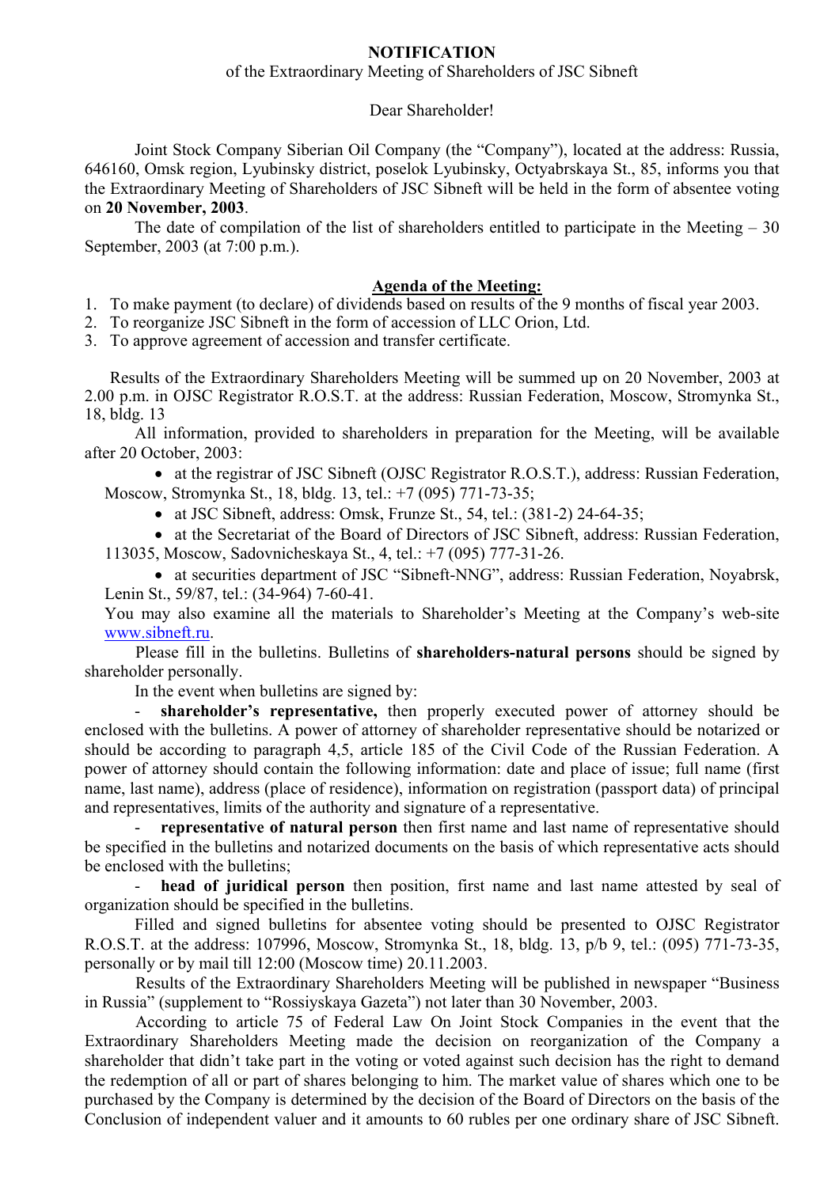**NOTIFICATION**

of the Extraordinary Meeting of Shareholders of JSC Sibneft

Dear Shareholder!

Joint Stock Company Siberian Oil Company (the "Company"), located at the address: Russia, 646160, Omsk region, Lyubinsky district, poselok Lyubinsky, Octyabrskaya St., 85, informs you that the Extraordinary Meeting of Shareholders of JSC Sibneft will be held in the form of absentee voting on **20 November, 2003**.

The date of compilation of the list of shareholders entitled to participate in the Meeting – 30 September, 2003 (at 7:00 p.m.).

**Agenda of the Meeting:**

1. To make payment (to declare) of dividends based on results of the 9 months of fiscal year 2003.
2. To reorganize JSC Sibneft in the form of accession of LLC Orion, Ltd.
3. To approve agreement of accession and transfer certificate.

Results of the Extraordinary Shareholders Meeting will be summed up on 20 November, 2003 at 2.00 p.m. in OJSC Registrator R.O.S.T. at the address: Russian Federation, Moscow, Stromynka St., 18, bldg. 13

All information, provided to shareholders in preparation for the Meeting, will be available after 20 October, 2003:

- at the registrar of JSC Sibneft (OJSC Registrator R.O.S.T.), address: Russian Federation, Moscow, Stromynka St., 18, bldg. 13, tel.: +7 (095) 771-73-35;
- at JSC Sibneft, address: Omsk, Frunze St., 54, tel.: (381-2) 24-64-35;
- at the Secretariat of the Board of Directors of JSC Sibneft, address: Russian Federation, 113035, Moscow, Sadovnicheskaya St., 4, tel.: +7 (095) 777-31-26.
- at securities department of JSC "Sibneft-NNG", address: Russian Federation, Noyabrsk, Lenin St., 59/87, tel.: (34-964) 7-60-41.

You may also examine all the materials to Shareholder's Meeting at the Company's web-site www.sibneft.ru.

Please fill in the bulletins. Bulletins of **shareholders-natural persons** should be signed by shareholder personally.

In the event when bulletins are signed by:

- **shareholder's representative,** then properly executed power of attorney should be enclosed with the bulletins. A power of attorney of shareholder representative should be notarized or should be according to paragraph 4,5, article 185 of the Civil Code of the Russian Federation. A power of attorney should contain the following information: date and place of issue; full name (first name, last name), address (place of residence), information on registration (passport data) of principal and representatives, limits of the authority and signature of a representative.
- **representative of natural person** then first name and last name of representative should be specified in the bulletins and notarized documents on the basis of which representative acts should be enclosed with the bulletins;
- **head of juridical person** then position, first name and last name attested by seal of organization should be specified in the bulletins.

Filled and signed bulletins for absentee voting should be presented to OJSC Registrator R.O.S.T. at the address: 107996, Moscow, Stromynka St., 18, bldg. 13, p/b 9, tel.: (095) 771-73-35, personally or by mail till 12:00 (Moscow time) 20.11.2003.

Results of the Extraordinary Shareholders Meeting will be published in newspaper "Business in Russia" (supplement to "Rossiyskaya Gazeta") not later than 30 November, 2003.

According to article 75 of Federal Law On Joint Stock Companies in the event that the Extraordinary Shareholders Meeting made the decision on reorganization of the Company a shareholder that didn't take part in the voting or voted against such decision has the right to demand the redemption of all or part of shares belonging to him. The market value of shares which one to be purchased by the Company is determined by the decision of the Board of Directors on the basis of the Conclusion of independent valuer and it amounts to 60 rubles per one ordinary share of JSC Sibneft.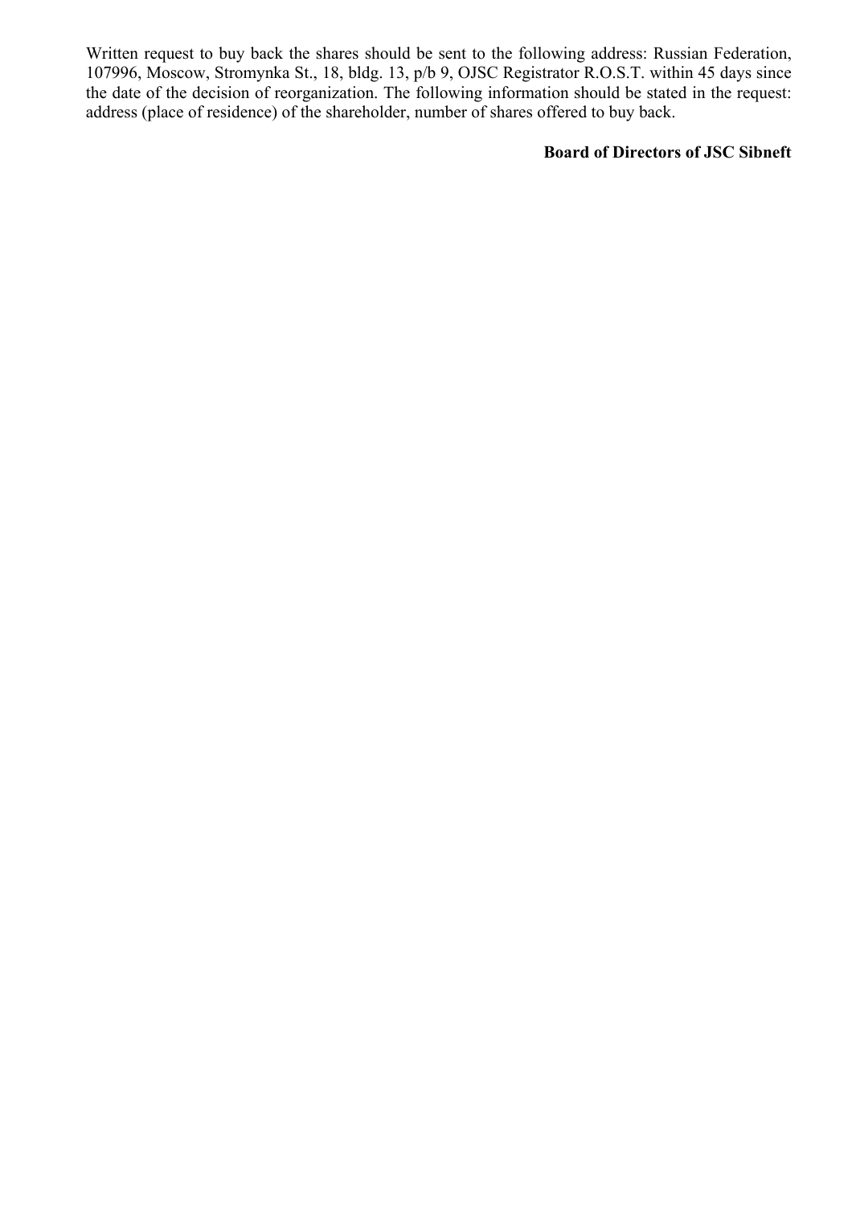Written request to buy back the shares should be sent to the following address: Russian Federation, 107996, Moscow, Stromynka St., 18, bldg. 13, p/b 9, OJSC Registrator R.O.S.T. within 45 days since the date of the decision of reorganization. The following information should be stated in the request: address (place of residence) of the shareholder, number of shares offered to buy back.

**Board of Directors of JSC Sibneft**